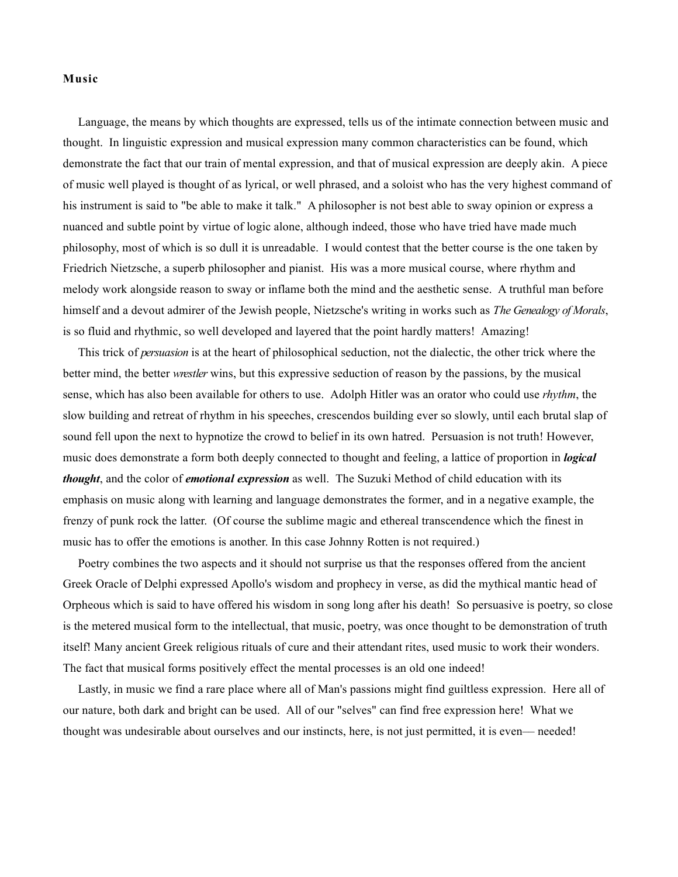**Music**

Language, the means by which thoughts are expressed, tells us of the intimate connection between music and thought. In linguistic expression and musical expression many common characteristics can be found, which demonstrate the fact that our train of mental expression, and that of musical expression are deeply akin. A piece of music well played is thought of as lyrical, or well phrased, and a soloist who has the very highest command of his instrument is said to "be able to make it talk." A philosopher is not best able to sway opinion or express a nuanced and subtle point by virtue of logic alone, although indeed, those who have tried have made much philosophy, most of which is so dull it is unreadable. I would contest that the better course is the one taken by Friedrich Nietzsche, a superb philosopher and pianist. His was a more musical course, where rhythm and melody work alongside reason to sway or inflame both the mind and the aesthetic sense. A truthful man before himself and a devout admirer of the Jewish people, Nietzsche's writing in works such as *The Genealogy of Morals*, is so fluid and rhythmic, so well developed and layered that the point hardly matters! Amazing!

This trick of *persuasion* is at the heart of philosophical seduction, not the dialectic, the other trick where the better mind, the better *wrestler* wins, but this expressive seduction of reason by the passions, by the musical sense, which has also been available for others to use. Adolph Hitler was an orator who could use *rhythm*, the slow building and retreat of rhythm in his speeches, crescendos building ever so slowly, until each brutal slap of sound fell upon the next to hypnotize the crowd to belief in its own hatred. Persuasion is not truth! However, music does demonstrate a form both deeply connected to thought and feeling, a lattice of proportion in ***logical thought***, and the color of ***emotional expression*** as well. The Suzuki Method of child education with its emphasis on music along with learning and language demonstrates the former, and in a negative example, the frenzy of punk rock the latter. (Of course the sublime magic and ethereal transcendence which the finest in music has to offer the emotions is another. In this case Johnny Rotten is not required.)

Poetry combines the two aspects and it should not surprise us that the responses offered from the ancient Greek Oracle of Delphi expressed Apollo's wisdom and prophecy in verse, as did the mythical mantic head of Orpheous which is said to have offered his wisdom in song long after his death! So persuasive is poetry, so close is the metered musical form to the intellectual, that music, poetry, was once thought to be demonstration of truth itself! Many ancient Greek religious rituals of cure and their attendant rites, used music to work their wonders. The fact that musical forms positively effect the mental processes is an old one indeed!

Lastly, in music we find a rare place where all of Man's passions might find guiltless expression. Here all of our nature, both dark and bright can be used. All of our "selves" can find free expression here! What we thought was undesirable about ourselves and our instincts, here, is not just permitted, it is even— needed!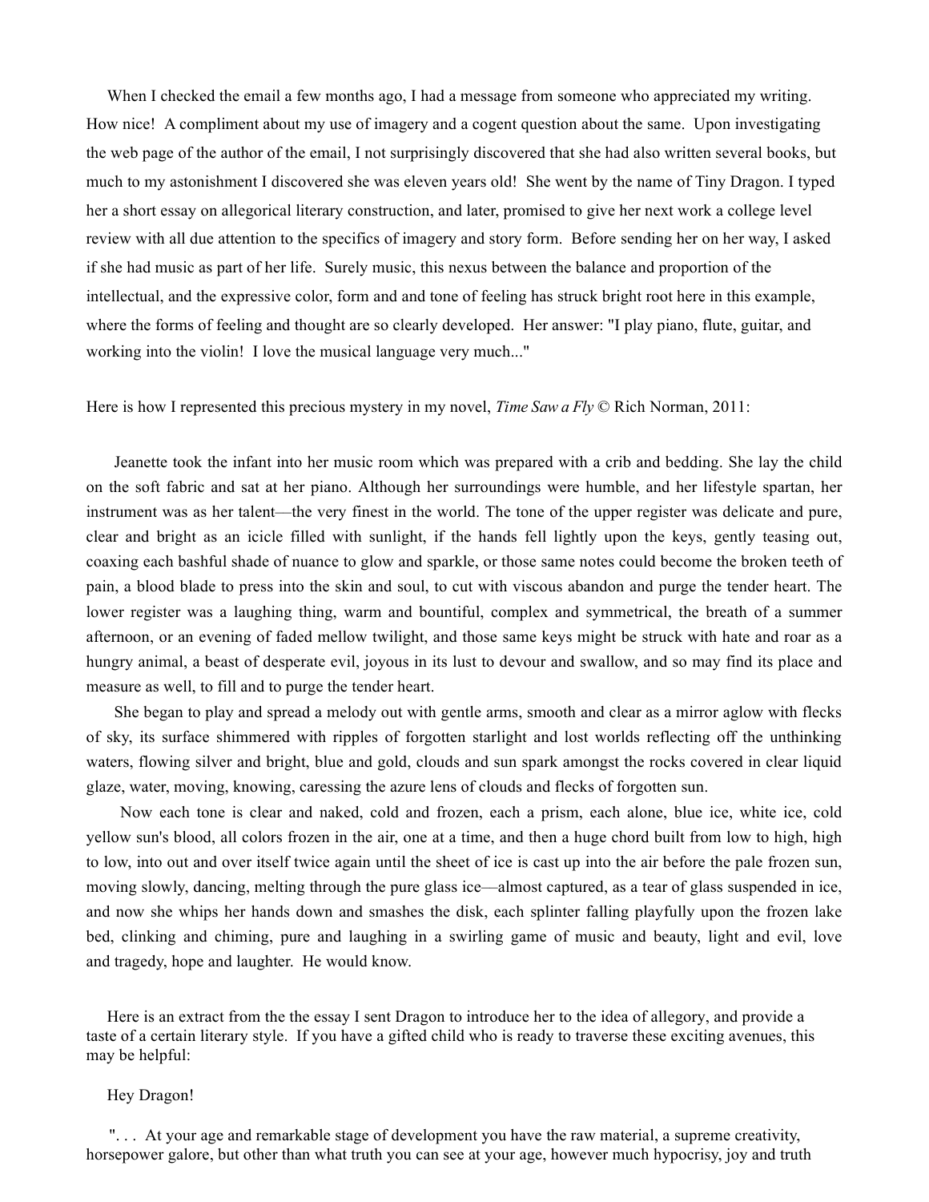When I checked the email a few months ago, I had a message from someone who appreciated my writing. How nice! A compliment about my use of imagery and a cogent question about the same. Upon investigating the web page of the author of the email, I not surprisingly discovered that she had also written several books, but much to my astonishment I discovered she was eleven years old! She went by the name of Tiny Dragon. I typed her a short essay on allegorical literary construction, and later, promised to give her next work a college level review with all due attention to the specifics of imagery and story form. Before sending her on her way, I asked if she had music as part of her life. Surely music, this nexus between the balance and proportion of the intellectual, and the expressive color, form and and tone of feeling has struck bright root here in this example, where the forms of feeling and thought are so clearly developed. Her answer: "I play piano, flute, guitar, and working into the violin! I love the musical language very much..."

Here is how I represented this precious mystery in my novel, *Time Saw a Fly* © Rich Norman, 2011:

Jeanette took the infant into her music room which was prepared with a crib and bedding. She lay the child on the soft fabric and sat at her piano. Although her surroundings were humble, and her lifestyle spartan, her instrument was as her talent—the very finest in the world. The tone of the upper register was delicate and pure, clear and bright as an icicle filled with sunlight, if the hands fell lightly upon the keys, gently teasing out, coaxing each bashful shade of nuance to glow and sparkle, or those same notes could become the broken teeth of pain, a blood blade to press into the skin and soul, to cut with viscous abandon and purge the tender heart. The lower register was a laughing thing, warm and bountiful, complex and symmetrical, the breath of a summer afternoon, or an evening of faded mellow twilight, and those same keys might be struck with hate and roar as a hungry animal, a beast of desperate evil, joyous in its lust to devour and swallow, and so may find its place and measure as well, to fill and to purge the tender heart.

She began to play and spread a melody out with gentle arms, smooth and clear as a mirror aglow with flecks of sky, its surface shimmered with ripples of forgotten starlight and lost worlds reflecting off the unthinking waters, flowing silver and bright, blue and gold, clouds and sun spark amongst the rocks covered in clear liquid glaze, water, moving, knowing, caressing the azure lens of clouds and flecks of forgotten sun.

Now each tone is clear and naked, cold and frozen, each a prism, each alone, blue ice, white ice, cold yellow sun's blood, all colors frozen in the air, one at a time, and then a huge chord built from low to high, high to low, into out and over itself twice again until the sheet of ice is cast up into the air before the pale frozen sun, moving slowly, dancing, melting through the pure glass ice—almost captured, as a tear of glass suspended in ice, and now she whips her hands down and smashes the disk, each splinter falling playfully upon the frozen lake bed, clinking and chiming, pure and laughing in a swirling game of music and beauty, light and evil, love and tragedy, hope and laughter. He would know.

Here is an extract from the the essay I sent Dragon to introduce her to the idea of allegory, and provide a taste of a certain literary style. If you have a gifted child who is ready to traverse these exciting avenues, this may be helpful:

Hey Dragon!

". . . At your age and remarkable stage of development you have the raw material, a supreme creativity, horsepower galore, but other than what truth you can see at your age, however much hypocrisy, joy and truth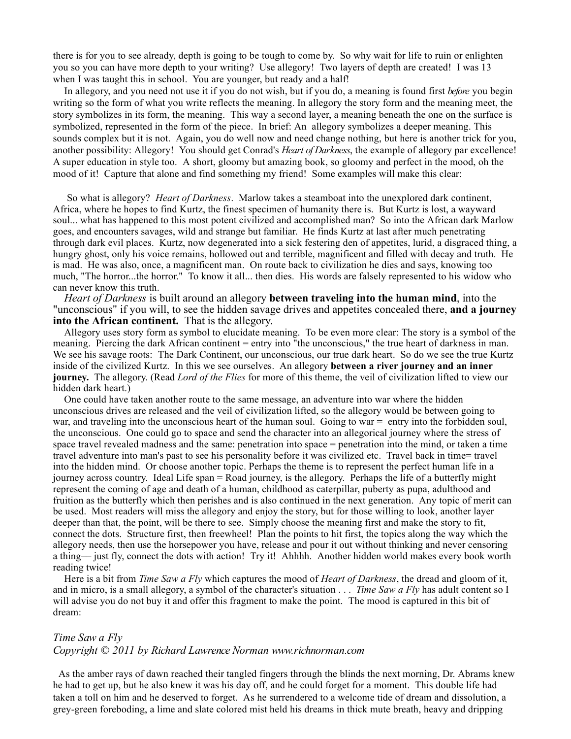there is for you to see already, depth is going to be tough to come by. So why wait for life to ruin or enlighten you so you can have more depth to your writing? Use allegory! Two layers of depth are created! I was 13 when I was taught this in school. You are younger, but ready and a half!

In allegory, and you need not use it if you do not wish, but if you do, a meaning is found first *before* you begin writing so the form of what you write reflects the meaning. In allegory the story form and the meaning meet, the story symbolizes in its form, the meaning. This way a second layer, a meaning beneath the one on the surface is symbolized, represented in the form of the piece. In brief: An allegory symbolizes a deeper meaning. This sounds complex but it is not. Again, you do well now and need change nothing, but here is another trick for you, another possibility: Allegory! You should get Conrad's *Heart of Darkness*, the example of allegory par excellence! A super education in style too. A short, gloomy but amazing book, so gloomy and perfect in the mood, oh the mood of it! Capture that alone and find something my friend! Some examples will make this clear:

So what is allegory? *Heart of Darkness*. Marlow takes a steamboat into the unexplored dark continent, Africa, where he hopes to find Kurtz, the finest specimen of humanity there is. But Kurtz is lost, a wayward soul... what has happened to this most potent civilized and accomplished man? So into the African dark Marlow goes, and encounters savages, wild and strange but familiar. He finds Kurtz at last after much penetrating through dark evil places. Kurtz, now degenerated into a sick festering den of appetites, lurid, a disgraced thing, a hungry ghost, only his voice remains, hollowed out and terrible, magnificent and filled with decay and truth. He is mad. He was also, once, a magnificent man. On route back to civilization he dies and says, knowing too much, "The horror...the horror." To know it all... then dies. His words are falsely represented to his widow who can never know this truth.

*Heart of Darkness* is built around an allegory **between traveling into the human mind**, into the "unconscious" if you will, to see the hidden savage drives and appetites concealed there, **and a journey into the African continent.** That is the allegory.

Allegory uses story form as symbol to elucidate meaning. To be even more clear: The story is a symbol of the meaning. Piercing the dark African continent = entry into "the unconscious," the true heart of darkness in man. We see his savage roots: The Dark Continent, our unconscious, our true dark heart. So do we see the true Kurtz inside of the civilized Kurtz. In this we see ourselves. An allegory **between a river journey and an inner journey.** The allegory. (Read *Lord of the Flies* for more of this theme, the veil of civilization lifted to view our hidden dark heart.)

One could have taken another route to the same message, an adventure into war where the hidden unconscious drives are released and the veil of civilization lifted, so the allegory would be between going to war, and traveling into the unconscious heart of the human soul. Going to war = entry into the forbidden soul, the unconscious. One could go to space and send the character into an allegorical journey where the stress of space travel revealed madness and the same: penetration into space = penetration into the mind, or taken a time travel adventure into man's past to see his personality before it was civilized etc. Travel back in time= travel into the hidden mind. Or choose another topic. Perhaps the theme is to represent the perfect human life in a journey across country. Ideal Life span = Road journey, is the allegory. Perhaps the life of a butterfly might represent the coming of age and death of a human, childhood as caterpillar, puberty as pupa, adulthood and fruition as the butterfly which then perishes and is also continued in the next generation. Any topic of merit can be used. Most readers will miss the allegory and enjoy the story, but for those willing to look, another layer deeper than that, the point, will be there to see. Simply choose the meaning first and make the story to fit, connect the dots. Structure first, then freewheel! Plan the points to hit first, the topics along the way which the allegory needs, then use the horsepower you have, release and pour it out without thinking and never censoring a thing— just fly, connect the dots with action! Try it! Ahhhh. Another hidden world makes every book worth reading twice!

Here is a bit from *Time Saw a Fly* which captures the mood of *Heart of Darkness*, the dread and gloom of it, and in micro, is a small allegory, a symbol of the character's situation . . . *Time Saw a Fly* has adult content so I will advise you do not buy it and offer this fragment to make the point. The mood is captured in this bit of dream:

*Time Saw a Fly*
*Copyright © 2011 by Richard Lawrence Norman www.richnorman.com*

As the amber rays of dawn reached their tangled fingers through the blinds the next morning, Dr. Abrams knew he had to get up, but he also knew it was his day off, and he could forget for a moment. This double life had taken a toll on him and he deserved to forget. As he surrendered to a welcome tide of dream and dissolution, a grey-green foreboding, a lime and slate colored mist held his dreams in thick mute breath, heavy and dripping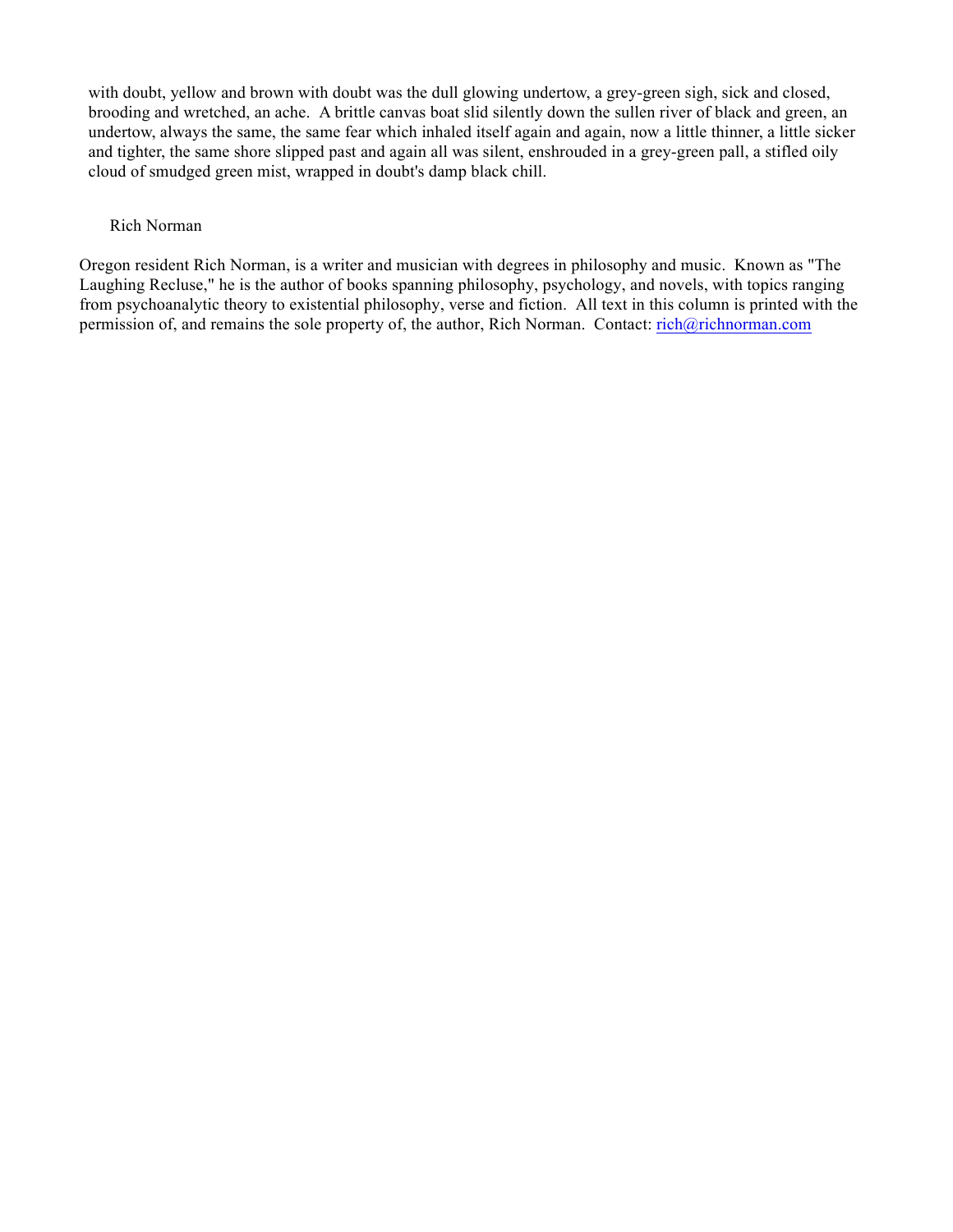with doubt, yellow and brown with doubt was the dull glowing undertow, a grey-green sigh, sick and closed, brooding and wretched, an ache. A brittle canvas boat slid silently down the sullen river of black and green, an undertow, always the same, the same fear which inhaled itself again and again, now a little thinner, a little sicker and tighter, the same shore slipped past and again all was silent, enshrouded in a grey-green pall, a stifled oily cloud of smudged green mist, wrapped in doubt's damp black chill.

Rich Norman

Oregon resident Rich Norman, is a writer and musician with degrees in philosophy and music. Known as "The Laughing Recluse," he is the author of books spanning philosophy, psychology, and novels, with topics ranging from psychoanalytic theory to existential philosophy, verse and fiction. All text in this column is printed with the permission of, and remains the sole property of, the author, Rich Norman. Contact: rich@richnorman.com